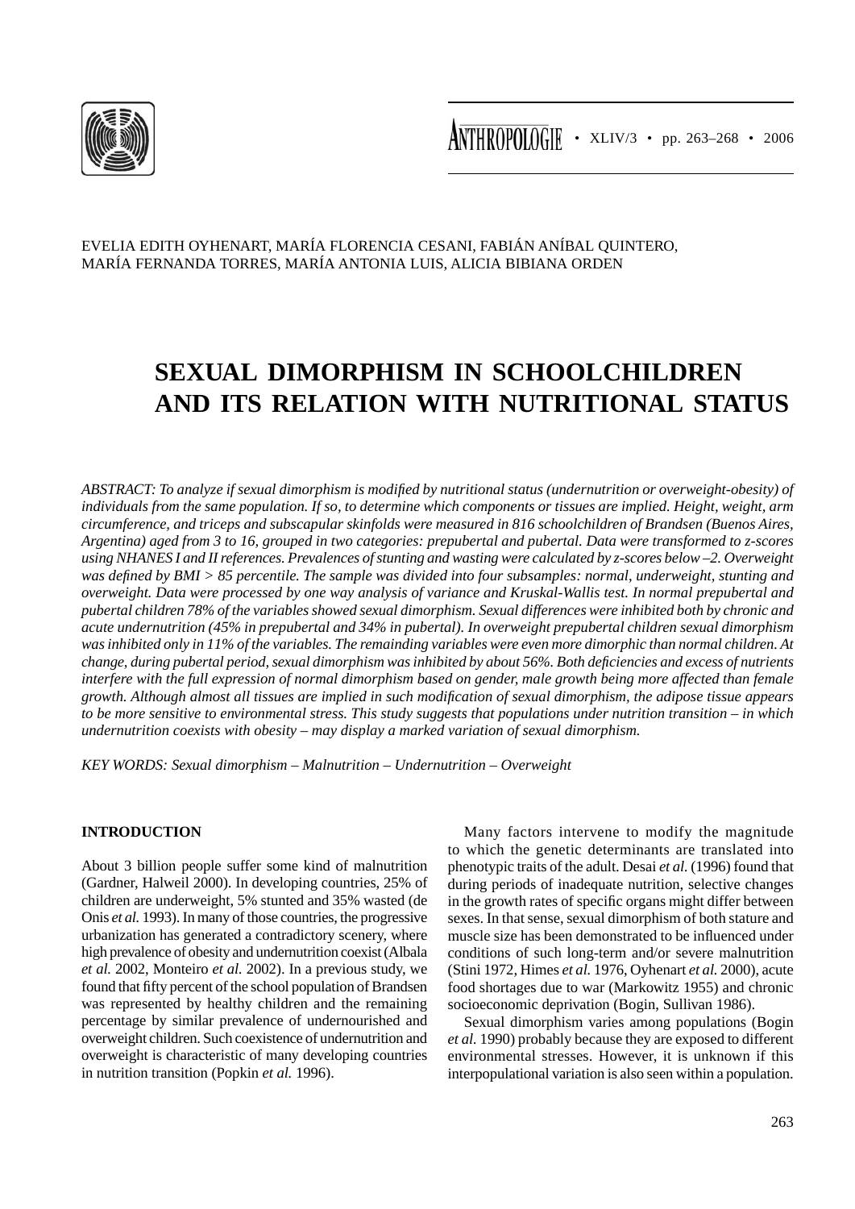EVELIA EDITH OYHENART, MARÍA FLORENCIA CESANI, FABIÁN ANÍBAL QUINTERO, MARÍA FERNANDA TORRES, MARÍA ANTONIA LUIS, ALICIA BIBIANA ORDEN

# SEXUAL DIMORPHISM IN SCHOOLCHILDREN AND ITS RELATION WITH NUTRITIONAL STATUS

*ABSTRACT: To analyze if sexual dimorphism is modified by nutritional status (undernutrition or overweight-obesity) of individuals from the same population. If so, to determine which components or tissues are implied. Height, weight, arm circumference, and triceps and subscapular skinfolds were measured in 816 schoolchildren of Brandsen (Buenos Aires, Argentina) aged from 3 to 16, grouped in two categories: prepubertal and pubertal. Data were transformed to z-scores using NHANES I and II references. Prevalences of stunting and wasting were calculated by z-scores below –2. Overweight was defined by BMI > 85 percentile. The sample was divided into four subsamples: normal, underweight, stunting and overweight. Data were processed by one way analysis of variance and Kruskal-Wallis test. In normal prepubertal and pubertal children 78% of the variables showed sexual dimorphism. Sexual differences were inhibited both by chronic and acute undernutrition (45% in prepubertal and 34% in pubertal). In overweight prepubertal children sexual dimorphism was inhibited only in 11% of the variables. The remainding variables were even more dimorphic than normal children. At change, during pubertal period, sexual dimorphism was inhibited by about 56%. Both deficiencies and excess of nutrients interfere with the full expression of normal dimorphism based on gender, male growth being more affected than female growth. Although almost all tissues are implied in such modification of sexual dimorphism, the adipose tissue appears to be more sensitive to environmental stress. This study suggests that populations under nutrition transition – in which undernutrition coexists with obesity – may display a marked variation of sexual dimorphism.*

*KEY WORDS: Sexual dimorphism – Malnutrition – Undernutrition – Overweight*

## INTRODUCTION

About 3 billion people suffer some kind of malnutrition (Gardner, Halweil 2000). In developing countries, 25% of children are underweight, 5% stunted and 35% wasted (de Onis *et al.* 1993). In many of those countries, the progressive urbanization has generated a contradictory scenery, where high prevalence of obesity and undernutrition coexist (Albala *et al.* 2002, Monteiro *et al.* 2002). In a previous study, we found that fifty percent of the school population of Brandsen was represented by healthy children and the remaining percentage by similar prevalence of undernourished and overweight children. Such coexistence of undernutrition and overweight is characteristic of many developing countries in nutrition transition (Popkin *et al.* 1996).

Many factors intervene to modify the magnitude to which the genetic determinants are translated into phenotypic traits of the adult. Desai *et al.* (1996) found that during periods of inadequate nutrition, selective changes in the growth rates of specific organs might differ between sexes. In that sense, sexual dimorphism of both stature and muscle size has been demonstrated to be influenced under conditions of such long-term and/or severe malnutrition (Stini 1972, Himes *et al.* 1976, Oyhenart *et al.* 2000), acute food shortages due to war (Markowitz 1955) and chronic socioeconomic deprivation (Bogin, Sullivan 1986).

Sexual dimorphism varies among populations (Bogin *et al.* 1990) probably because they are exposed to different environmental stresses. However, it is unknown if this interpopulational variation is also seen within a population.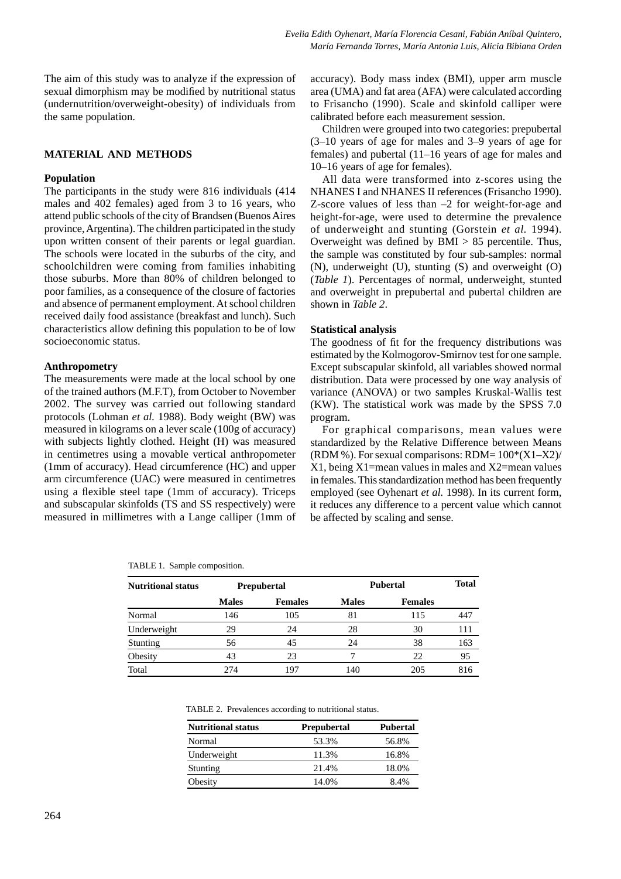The aim of this study was to analyze if the expression of sexual dimorphism may be modified by nutritional status (undernutrition/overweight-obesity) of individuals from the same population.

## MATERIAL AND METHODS

### Population

The participants in the study were 816 individuals (414 males and 402 females) aged from 3 to 16 years, who attend public schools of the city of Brandsen (Buenos Aires province, Argentina). The children participated in the study upon written consent of their parents or legal guardian. The schools were located in the suburbs of the city, and schoolchildren were coming from families inhabiting those suburbs. More than 80% of children belonged to poor families, as a consequence of the closure of factories and absence of permanent employment. At school children received daily food assistance (breakfast and lunch). Such characteristics allow defining this population to be of low socioeconomic status.

### Anthropometry

The measurements were made at the local school by one of the trained authors (M.F.T), from October to November 2002. The survey was carried out following standard protocols (Lohman *et al.* 1988). Body weight (BW) was measured in kilograms on a lever scale (100g of accuracy) with subjects lightly clothed. Height (H) was measured in centimetres using a movable vertical anthropometer (1mm of accuracy). Head circumference (HC) and upper arm circumference (UAC) were measured in centimetres using a flexible steel tape (1mm of accuracy). Triceps and subscapular skinfolds (TS and SS respectively) were measured in millimetres with a Lange calliper (1mm of accuracy). Body mass index (BMI), upper arm muscle area (UMA) and fat area (AFA) were calculated according to Frisancho (1990). Scale and skinfold calliper were calibrated before each measurement session.

Children were grouped into two categories: prepubertal (3–10 years of age for males and 3–9 years of age for females) and pubertal (11–16 years of age for males and 10–16 years of age for females).

All data were transformed into z-scores using the NHANES I and NHANES II references (Frisancho 1990). Z-score values of less than –2 for weight-for-age and height-for-age, were used to determine the prevalence of underweight and stunting (Gorstein *et al.* 1994). Overweight was defined by BMI > 85 percentile. Thus, the sample was constituted by four sub-samples: normal (N), underweight (U), stunting (S) and overweight (O) (*Table 1*). Percentages of normal, underweight, stunted and overweight in prepubertal and pubertal children are shown in *Table 2*.

### Statistical analysis

The goodness of fit for the frequency distributions was estimated by the Kolmogorov-Smirnov test for one sample. Except subscapular skinfold, all variables showed normal distribution. Data were processed by one way analysis of variance (ANOVA) or two samples Kruskal-Wallis test (KW). The statistical work was made by the SPSS 7.0 program.

For graphical comparisons, mean values were standardized by the Relative Difference between Means (RDM %). For sexual comparisons: RDM= 100*(X1–X2)/X1, being X1=mean values in males and X2=mean values in females. This standardization method has been frequently employed (see Oyhenart *et al.* 1998). In its current form, it reduces any difference to a percent value which cannot be affected by scaling and sense.

TABLE 1. Sample composition.

| Nutritional status | Prepubertal | | Pubertal | | Total |
|---|---|---|---|---|---|
| | Males | Females | Males | Females | |
| Normal | 146 | 105 | 81 | 115 | 447 |
| Underweight | 29 | 24 | 28 | 30 | 111 |
| Stunting | 56 | 45 | 24 | 38 | 163 |
| Obesity | 43 | 23 | 7 | 22 | 95 |
| Total | 274 | 197 | 140 | 205 | 816 |

TABLE 2. Prevalences according to nutritional status.

| Nutritional status | Prepubertal | Pubertal |
|---|---|---|
| Normal | 53.3% | 56.8% |
| Underweight | 11.3% | 16.8% |
| Stunting | 21.4% | 18.0% |
| Obesity | 14.0% | 8.4% |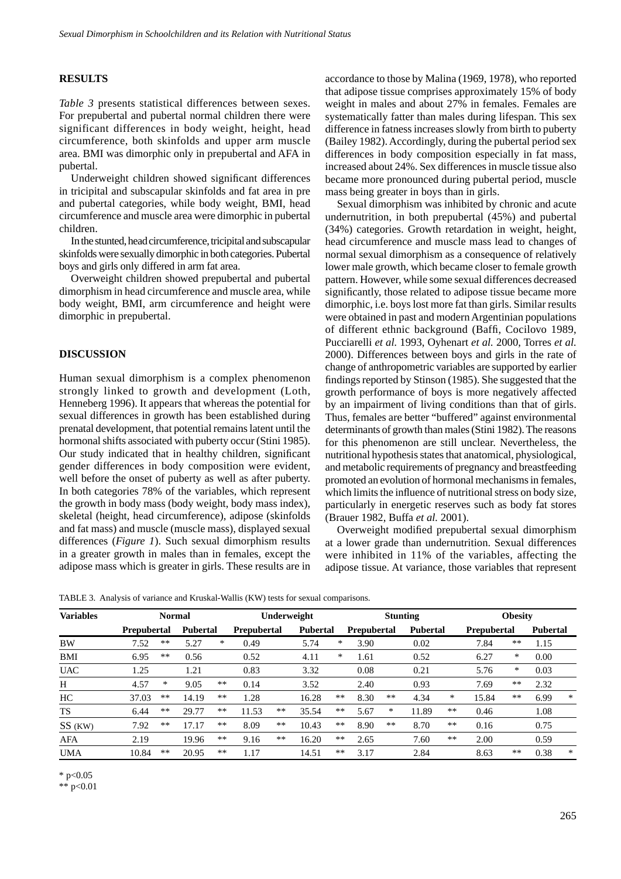## RESULTS

*Table 3* presents statistical differences between sexes. For prepubertal and pubertal normal children there were significant differences in body weight, height, head circumference, both skinfolds and upper arm muscle area. BMI was dimorphic only in prepubertal and AFA in pubertal.

Underweight children showed significant differences in tricipital and subscapular skinfolds and fat area in pre and pubertal categories, while body weight, BMI, head circumference and muscle area were dimorphic in pubertal children.

In the stunted, head circumference, tricipital and subscapular skinfolds were sexually dimorphic in both categories. Pubertal boys and girls only differed in arm fat area.

Overweight children showed prepubertal and pubertal dimorphism in head circumference and muscle area, while body weight, BMI, arm circumference and height were dimorphic in prepubertal.

## DISCUSSION

Human sexual dimorphism is a complex phenomenon strongly linked to growth and development (Loth, Henneberg 1996). It appears that whereas the potential for sexual differences in growth has been established during prenatal development, that potential remains latent until the hormonal shifts associated with puberty occur (Stini 1985). Our study indicated that in healthy children, significant gender differences in body composition were evident, well before the onset of puberty as well as after puberty. In both categories 78% of the variables, which represent the growth in body mass (body weight, body mass index), skeletal (height, head circumference), adipose (skinfolds and fat mass) and muscle (muscle mass), displayed sexual differences (*Figure 1*). Such sexual dimorphism results in a greater growth in males than in females, except the adipose mass which is greater in girls. These results are in accordance to those by Malina (1969, 1978), who reported that adipose tissue comprises approximately 15% of body weight in males and about 27% in females. Females are systematically fatter than males during lifespan. This sex difference in fatness increases slowly from birth to puberty (Bailey 1982). Accordingly, during the pubertal period sex differences in body composition especially in fat mass, increased about 24%. Sex differences in muscle tissue also became more pronounced during pubertal period, muscle mass being greater in boys than in girls.

Sexual dimorphism was inhibited by chronic and acute undernutrition, in both prepubertal (45%) and pubertal (34%) categories. Growth retardation in weight, height, head circumference and muscle mass lead to changes of normal sexual dimorphism as a consequence of relatively lower male growth, which became closer to female growth pattern. However, while some sexual differences decreased significantly, those related to adipose tissue became more dimorphic, i.e. boys lost more fat than girls. Similar results were obtained in past and modern Argentinian populations of different ethnic background (Baffi, Cocilovo 1989, Pucciarelli *et al.* 1993, Oyhenart *et al.* 2000, Torres *et al.* 2000). Differences between boys and girls in the rate of change of anthropometric variables are supported by earlier findings reported by Stinson (1985). She suggested that the growth performance of boys is more negatively affected by an impairment of living conditions than that of girls. Thus, females are better "buffered" against environmental determinants of growth than males (Stini 1982). The reasons for this phenomenon are still unclear. Nevertheless, the nutritional hypothesis states that anatomical, physiological, and metabolic requirements of pregnancy and breastfeeding promoted an evolution of hormonal mechanisms in females, which limits the influence of nutritional stress on body size, particularly in energetic reserves such as body fat stores (Brauer 1982, Buffa *et al.* 2001).

Overweight modified prepubertal sexual dimorphism at a lower grade than undernutrition. Sexual differences were inhibited in 11% of the variables, affecting the adipose tissue. At variance, those variables that represent

TABLE 3. Analysis of variance and Kruskal-Wallis (KW) tests for sexual comparisons.

| Variables | Normal | | | | Underweight | | | | Stunting | | | | Obesity | | | |
|---|---|---|---|---|---|---|---|---|---|---|---|---|---|---|---|---|
| | Prepubertal | | Pubertal | | Prepubertal | | Pubertal | | Prepubertal | | Pubertal | | Prepubertal | | Pubertal | |
| BW | 7.52 | ** | 5.27 | * | 0.49 | | 5.74 | * | 3.90 | | 0.02 | | 7.84 | ** | 1.15 | |
| BMI | 6.95 | ** | 0.56 | | 0.52 | | 4.11 | * | 1.61 | | 0.52 | | 6.27 | * | 0.00 | |
| UAC | 1.25 | | 1.21 | | 0.83 | | 3.32 | | 0.08 | | 0.21 | | 5.76 | * | 0.03 | |
| H | 4.57 | * | 9.05 | ** | 0.14 | | 3.52 | | 2.40 | | 0.93 | | 7.69 | ** | 2.32 | |
| HC | 37.03 | ** | 14.19 | ** | 1.28 | | 16.28 | ** | 8.30 | ** | 4.34 | * | 15.84 | ** | 6.99 | * |
| TS | 6.44 | ** | 29.77 | ** | 11.53 | ** | 35.54 | ** | 5.67 | * | 11.89 | ** | 0.46 | | 1.08 | |
| SS (KW) | 7.92 | ** | 17.17 | ** | 8.09 | ** | 10.43 | ** | 8.90 | ** | 8.70 | ** | 0.16 | | 0.75 | |
| AFA | 2.19 | | 19.96 | ** | 9.16 | ** | 16.20 | ** | 2.65 | | 7.60 | ** | 2.00 | | 0.59 | |
| UMA | 10.84 | ** | 20.95 | ** | 1.17 | | 14.51 | ** | 3.17 | | 2.84 | | 8.63 | ** | 0.38 | * |

\* $p<0.05$
\*\* $p<0.01$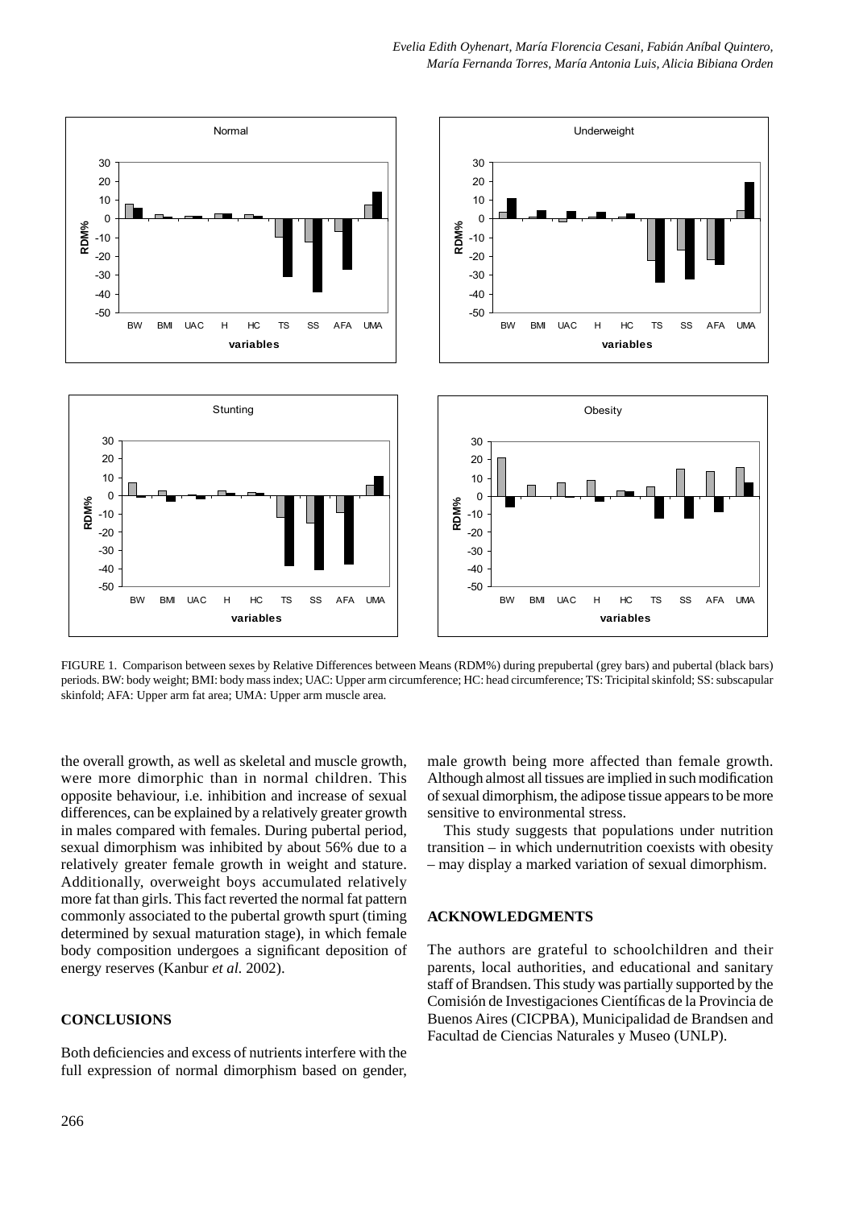FIGURE 1. Comparison between sexes by Relative Differences between Means (RDM%) during prepubertal (grey bars) and pubertal (black bars) periods. BW: body weight; BMI: body mass index; UAC: Upper arm circumference; HC: head circumference; TS: Tricipital skinfold; SS: subscapular skinfold; AFA: Upper arm fat area; UMA: Upper arm muscle area.

the overall growth, as well as skeletal and muscle growth, were more dimorphic than in normal children. This opposite behaviour, i.e. inhibition and increase of sexual differences, can be explained by a relatively greater growth in males compared with females. During pubertal period, sexual dimorphism was inhibited by about 56% due to a relatively greater female growth in weight and stature. Additionally, overweight boys accumulated relatively more fat than girls. This fact reverted the normal fat pattern commonly associated to the pubertal growth spurt (timing determined by sexual maturation stage), in which female body composition undergoes a significant deposition of energy reserves (Kanbur *et al.* 2002).

## CONCLUSIONS

Both deficiencies and excess of nutrients interfere with the full expression of normal dimorphism based on gender, male growth being more affected than female growth. Although almost all tissues are implied in such modification of sexual dimorphism, the adipose tissue appears to be more sensitive to environmental stress.

This study suggests that populations under nutrition transition – in which undernutrition coexists with obesity – may display a marked variation of sexual dimorphism.

## ACKNOWLEDGMENTS

The authors are grateful to schoolchildren and their parents, local authorities, and educational and sanitary staff of Brandsen. This study was partially supported by the Comisión de Investigaciones Científicas de la Provincia de Buenos Aires (CICPBA), Municipalidad de Brandsen and Facultad de Ciencias Naturales y Museo (UNLP).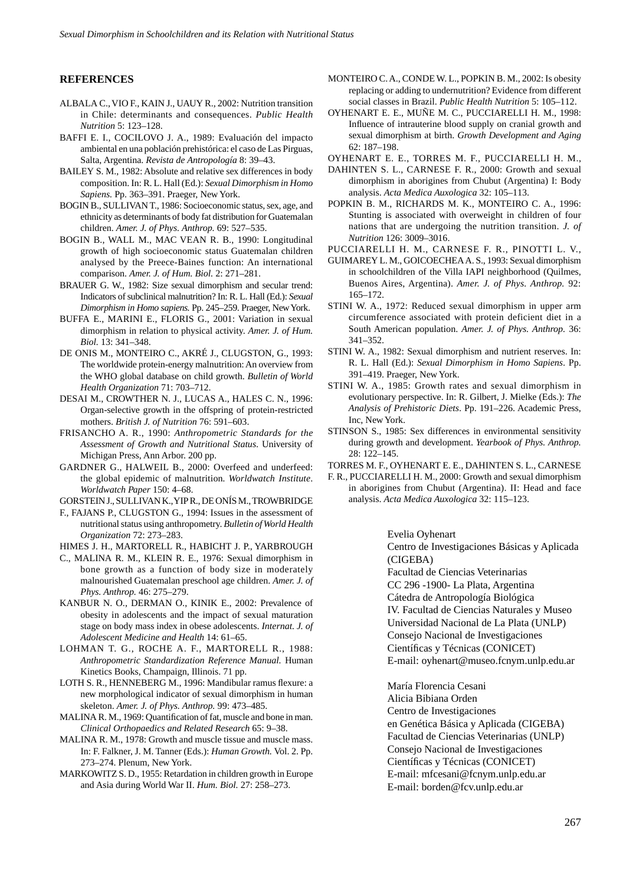## REFERENCES

ALBALA C., VIO F., KAIN J., UAUY R., 2002: Nutrition transition in Chile: determinants and consequences. *Public Health Nutrition* 5: 123–128.

BAFFI E. I., COCILOVO J. A., 1989: Evaluación del impacto ambiental en una población prehistórica: el caso de Las Pirguas, Salta, Argentina. *Revista de Antropología* 8: 39–43.

BAILEY S. M., 1982: Absolute and relative sex differences in body composition. In: R. L. Hall (Ed.): *Sexual Dimorphism in Homo Sapiens.* Pp. 363–391. Praeger, New York.

BOGIN B., SULLIVAN T., 1986: Socioeconomic status, sex, age, and ethnicity as determinants of body fat distribution for Guatemalan children. *Amer. J. of Phys. Anthrop.* 69: 527–535.

BOGIN B., WALL M., MAC VEAN R. B., 1990: Longitudinal growth of high socioeconomic status Guatemalan children analysed by the Preece-Baines function: An international comparison. *Amer. J. of Hum. Biol.* 2: 271–281.

BRAUER G. W., 1982: Size sexual dimorphism and secular trend: Indicators of subclinical malnutrition? In: R. L. Hall (Ed.): *Sexual Dimorphism in Homo sapiens.* Pp. 245–259. Praeger, New York.

BUFFA E., MARINI E., FLORIS G., 2001: Variation in sexual dimorphism in relation to physical activity. *Amer. J. of Hum. Biol.* 13: 341–348.

DE ONIS M., MONTEIRO C., AKRÉ J., CLUGSTON, G., 1993: The worldwide protein-energy malnutrition: An overview from the WHO global database on child growth. *Bulletin of World Health Organization* 71: 703–712.

DESAI M., CROWTHER N. J., LUCAS A., HALES C. N., 1996: Organ-selective growth in the offspring of protein-restricted mothers. *British J. of Nutrition* 76: 591–603.

FRISANCHO A. R., 1990: *Anthropometric Standards for the Assessment of Growth and Nutritional Status.* University of Michigan Press, Ann Arbor. 200 pp.

GARDNER G., HALWEIL B., 2000: Overfeed and underfeed: the global epidemic of malnutrition. *Worldwatch Institute. Worldwatch Paper* 150: 4–68.

GORSTEIN J., SULLIVAN K., YIP R., DE ONÍS M., TROWBRIDGE F., FAJANS P., CLUGSTON G., 1994: Issues in the assessment of nutritional status using anthropometry. *Bulletin of World Health Organization* 72: 273–283.

HIMES J. H., MARTORELL R., HABICHT J. P., YARBROUGH C., MALINA R. M., KLEIN R. E., 1976: Sexual dimorphism in bone growth as a function of body size in moderately malnourished Guatemalan preschool age children. *Amer. J. of Phys. Anthrop.* 46: 275–279.

KANBUR N. O., DERMAN O., KINIK E., 2002: Prevalence of obesity in adolescents and the impact of sexual maturation stage on body mass index in obese adolescents. *Internat. J. of Adolescent Medicine and Health* 14: 61–65.

LOHMAN T. G., ROCHE A. F., MARTORELL R., 1988: *Anthropometric Standardization Reference Manual.* Human Kinetics Books, Champaign, Illinois. 71 pp.

LOTH S. R., HENNEBERG M., 1996: Mandibular ramus flexure: a new morphological indicator of sexual dimorphism in human skeleton. *Amer. J. of Phys. Anthrop.* 99: 473–485.

MALINA R. M., 1969: Quantification of fat, muscle and bone in man. *Clinical Orthopaedics and Related Research* 65: 9–38.

MALINA R. M., 1978: Growth and muscle tissue and muscle mass. In: F. Falkner, J. M. Tanner (Eds.): *Human Growth.* Vol. 2. Pp. 273–274. Plenum, New York.

MARKOWITZ S. D., 1955: Retardation in children growth in Europe and Asia during World War II. *Hum. Biol.* 27: 258–273.

MONTEIRO C. A., CONDE W. L., POPKIN B. M., 2002: Is obesity replacing or adding to undernutrition? Evidence from different social classes in Brazil. *Public Health Nutrition* 5: 105–112.

OYHENART E. E., MUÑE M. C., PUCCIARELLI H. M., 1998: Influence of intrauterine blood supply on cranial growth and sexual dimorphism at birth. *Growth Development and Aging* 62: 187–198.

OYHENART E. E., TORRES M. F., PUCCIARELLI H. M., DAHINTEN S. L., CARNESE F. R., 2000: Growth and sexual dimorphism in aborigines from Chubut (Argentina) I: Body analysis. *Acta Medica Auxologica* 32: 105–113.

POPKIN B. M., RICHARDS M. K., MONTEIRO C. A., 1996: Stunting is associated with overweight in children of four nations that are undergoing the nutrition transition. *J. of Nutrition* 126: 3009–3016.

PUCCIARELLI H. M., CARNESE F. R., PINOTTI L. V., GUIMAREY L. M., GOICOECHEA A. S., 1993: Sexual dimorphism in schoolchildren of the Villa IAPI neighborhood (Quilmes, Buenos Aires, Argentina). *Amer. J. of Phys. Anthrop.* 92: 165–172.

STINI W. A., 1972: Reduced sexual dimorphism in upper arm circumference associated with protein deficient diet in a South American population. *Amer. J. of Phys. Anthrop.* 36: 341–352.

STINI W. A., 1982: Sexual dimorphism and nutrient reserves. In: R. L. Hall (Ed.): *Sexual Dimorphism in Homo Sapiens*. Pp. 391–419. Praeger, New York.

STINI W. A., 1985: Growth rates and sexual dimorphism in evolutionary perspective. In: R. Gilbert, J. Mielke (Eds.): *The Analysis of Prehistoric Diets*. Pp. 191–226. Academic Press, Inc, New York.

STINSON S., 1985: Sex differences in environmental sensitivity during growth and development. *Yearbook of Phys. Anthrop.* 28: 122–145.

TORRES M. F., OYHENART E. E., DAHINTEN S. L., CARNESE F. R., PUCCIARELLI H. M., 2000: Growth and sexual dimorphism in aborigines from Chubut (Argentina). II: Head and face analysis. *Acta Medica Auxologica* 32: 115–123.

Evelia Oyhenart
Centro de Investigaciones Básicas y Aplicada (CIGEBA)
Facultad de Ciencias Veterinarias
CC 296 -1900- La Plata, Argentina
Cátedra de Antropología Biológica
IV. Facultad de Ciencias Naturales y Museo
Universidad Nacional de La Plata (UNLP)
Consejo Nacional de Investigaciones
Científicas y Técnicas (CONICET)
E-mail: oyhenart@museo.fcnym.unlp.edu.ar

María Florencia Cesani
Alicia Bibiana Orden
Centro de Investigaciones
en Genética Básica y Aplicada (CIGEBA)
Facultad de Ciencias Veterinarias (UNLP)
Consejo Nacional de Investigaciones
Científicas y Técnicas (CONICET)
E-mail: mfcesani@fcnym.unlp.edu.ar
E-mail: borden@fcv.unlp.edu.ar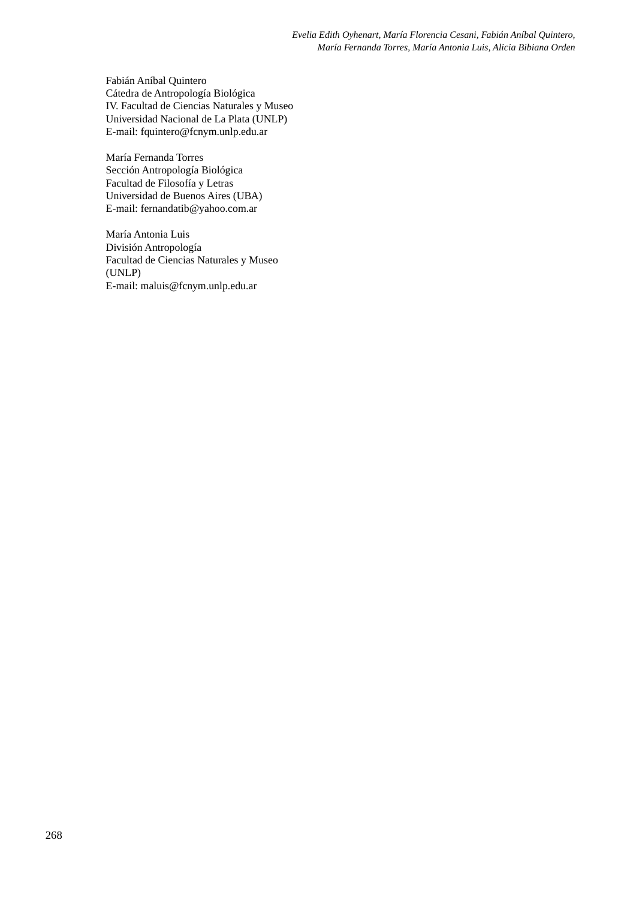Fabián Aníbal Quintero
Cátedra de Antropología Biológica
IV. Facultad de Ciencias Naturales y Museo
Universidad Nacional de La Plata (UNLP)
E-mail: fquintero@fcnym.unlp.edu.ar

María Fernanda Torres
Sección Antropología Biológica
Facultad de Filosofía y Letras
Universidad de Buenos Aires (UBA)
E-mail: fernandatib@yahoo.com.ar

María Antonia Luis
División Antropología
Facultad de Ciencias Naturales y Museo
(UNLP)
E-mail: maluis@fcnym.unlp.edu.ar